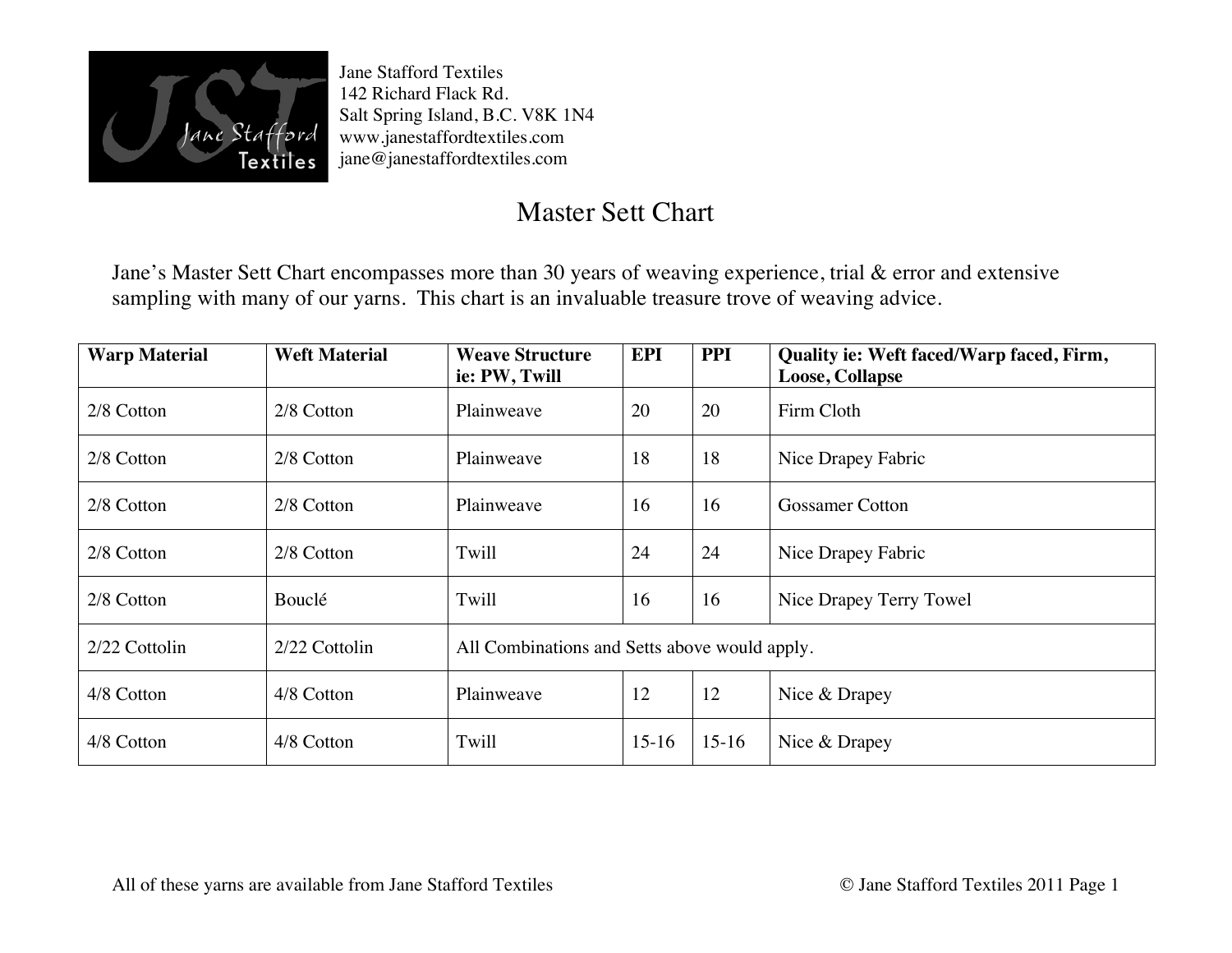Jane Stafford Textiles
142 Richard Flack Rd.
Salt Spring Island, B.C. V8K 1N4
www.janestaffordtextiles.com
jane@janestaffordtextiles.com

# Master Sett Chart

Jane's Master Sett Chart encompasses more than 30 years of weaving experience, trial & error and extensive sampling with many of our yarns. This chart is an invaluable treasure trove of weaving advice.

| Warp Material | Weft Material | Weave Structure ie: PW, Twill | EPI | PPI | Quality ie: Weft faced/Warp faced, Firm, Loose, Collapse |
|---|---|---|---|---|---|
| 2/8 Cotton | 2/8 Cotton | Plainweave | 20 | 20 | Firm Cloth |
| 2/8 Cotton | 2/8 Cotton | Plainweave | 18 | 18 | Nice Drapey Fabric |
| 2/8 Cotton | 2/8 Cotton | Plainweave | 16 | 16 | Gossamer Cotton |
| 2/8 Cotton | 2/8 Cotton | Twill | 24 | 24 | Nice Drapey Fabric |
| 2/8 Cotton | Bouclé | Twill | 16 | 16 | Nice Drapey Terry Towel |
| 2/22 Cottolin | 2/22 Cottolin | All Combinations and Setts above would apply. | | | |
| 4/8 Cotton | 4/8 Cotton | Plainweave | 12 | 12 | Nice & Drapey |
| 4/8 Cotton | 4/8 Cotton | Twill | 15-16 | 15-16 | Nice & Drapey |

All of these yarns are available from Jane Stafford Textiles

© Jane Stafford Textiles 2011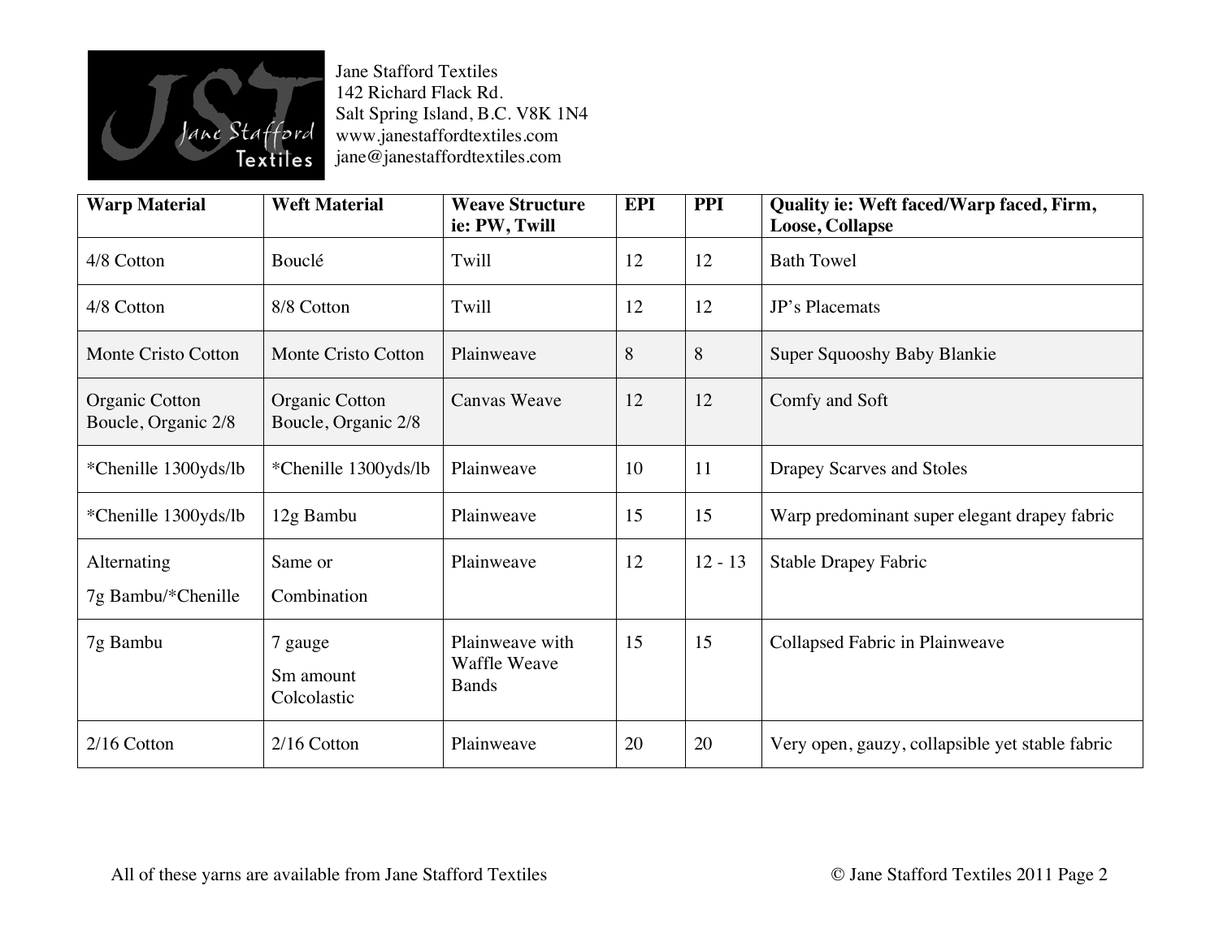Jane Stafford Textiles
142 Richard Flack Rd.
Salt Spring Island, B.C. V8K 1N4
www.janestaffordtextiles.com
jane@janestaffordtextiles.com

| **Warp Material** | **Weft Material** | **Weave Structure ie: PW, Twill** | **EPI** | **PPI** | **Quality ie: Weft faced/Warp faced, Firm, Loose, Collapse** |
|---|---|---|---|---|---|
| 4/8 Cotton | Bouclé | Twill | 12 | 12 | Bath Towel |
| 4/8 Cotton | 8/8 Cotton | Twill | 12 | 12 | JP's Placemats |
| Monte Cristo Cotton | Monte Cristo Cotton | Plainweave | 8 | 8 | Super Squooshy Baby Blankie |
| Organic Cotton Boucle, Organic 2/8 | Organic Cotton Boucle, Organic 2/8 | Canvas Weave | 12 | 12 | Comfy and Soft |
| *Chenille 1300yds/lb | *Chenille 1300yds/lb | Plainweave | 10 | 11 | Drapey Scarves and Stoles |
| *Chenille 1300yds/lb | 12g Bambu | Plainweave | 15 | 15 | Warp predominant super elegant drapey fabric |
| Alternating 7g Bambu/*Chenille | Same or Combination | Plainweave | 12 | 12 - 13 | Stable Drapey Fabric |
| 7g Bambu | 7 gauge Sm amount Colcolastic | Plainweave with Waffle Weave Bands | 15 | 15 | Collapsed Fabric in Plainweave |
| 2/16 Cotton | 2/16 Cotton | Plainweave | 20 | 20 | Very open, gauzy, collapsible yet stable fabric |

All of these yarns are available from Jane Stafford Textiles

© Jane Stafford Textiles 2011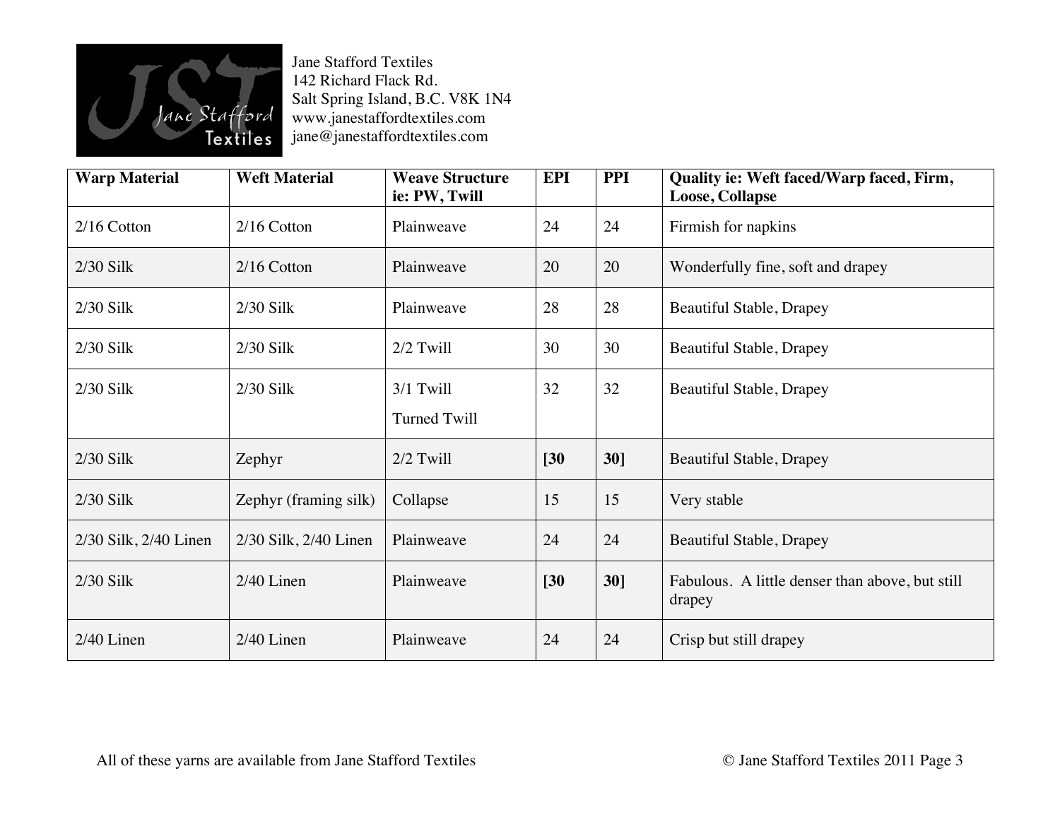Jane Stafford Textiles
142 Richard Flack Rd.
Salt Spring Island, B.C. V8K 1N4
www.janestaffordtextiles.com
jane@janestaffordtextiles.com

| **Warp Material** | **Weft Material** | **Weave Structure ie: PW, Twill** | **EPI** | **PPI** | **Quality ie: Weft faced/Warp faced, Firm, Loose, Collapse** |
|---|---|---|---|---|---|
| 2/16 Cotton | 2/16 Cotton | Plainweave | 24 | 24 | Firmish for napkins |
| 2/30 Silk | 2/16 Cotton | Plainweave | 20 | 20 | Wonderfully fine, soft and drapey |
| 2/30 Silk | 2/30 Silk | Plainweave | 28 | 28 | Beautiful Stable, Drapey |
| 2/30 Silk | 2/30 Silk | 2/2 Twill | 30 | 30 | Beautiful Stable, Drapey |
| 2/30 Silk | 2/30 Silk | 3/1 Twill<br>Turned Twill | 32 | 32 | Beautiful Stable, Drapey |
| 2/30 Silk | Zephyr | 2/2 Twill | **[30** | **30]** | Beautiful Stable, Drapey |
| 2/30 Silk | Zephyr (framing silk) | Collapse | 15 | 15 | Very stable |
| 2/30 Silk, 2/40 Linen | 2/30 Silk, 2/40 Linen | Plainweave | 24 | 24 | Beautiful Stable, Drapey |
| 2/30 Silk | 2/40 Linen | Plainweave | **[30** | **30]** | Fabulous. A little denser than above, but still drapey |
| 2/40 Linen | 2/40 Linen | Plainweave | 24 | 24 | Crisp but still drapey |

All of these yarns are available from Jane Stafford Textiles

© Jane Stafford Textiles 2011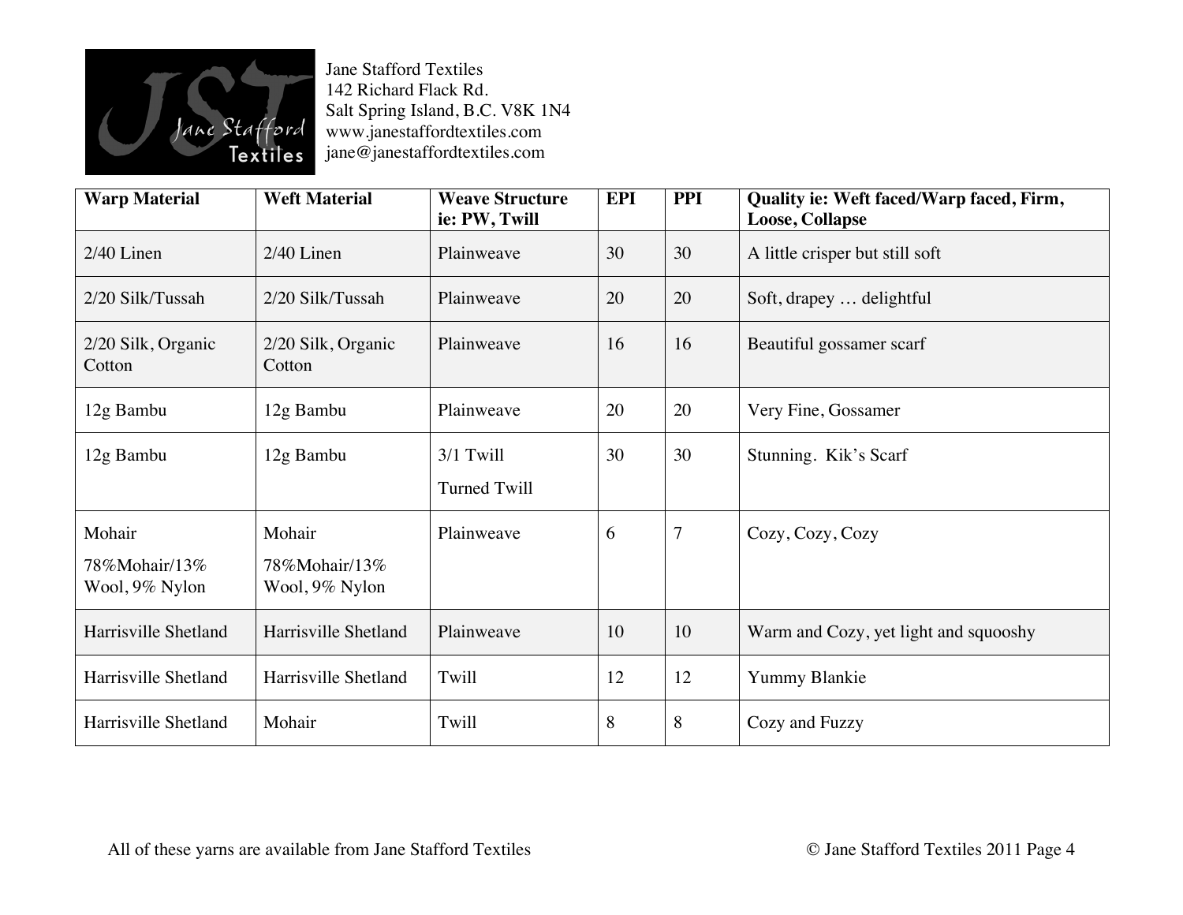Jane Stafford Textiles
142 Richard Flack Rd.
Salt Spring Island, B.C. V8K 1N4
www.janestaffordtextiles.com
jane@janestaffordtextiles.com

| Warp Material | Weft Material | Weave Structure ie: PW, Twill | EPI | PPI | Quality ie: Weft faced/Warp faced, Firm, Loose, Collapse |
|---|---|---|---|---|---|
| 2/40 Linen | 2/40 Linen | Plainweave | 30 | 30 | A little crisper but still soft |
| 2/20 Silk/Tussah | 2/20 Silk/Tussah | Plainweave | 20 | 20 | Soft, drapey … delightful |
| 2/20 Silk, Organic Cotton | 2/20 Silk, Organic Cotton | Plainweave | 16 | 16 | Beautiful gossamer scarf |
| 12g Bambu | 12g Bambu | Plainweave | 20 | 20 | Very Fine, Gossamer |
| 12g Bambu | 12g Bambu | 3/1 Twill Turned Twill | 30 | 30 | Stunning. Kik's Scarf |
| Mohair 78%Mohair/13% Wool, 9% Nylon | Mohair 78%Mohair/13% Wool, 9% Nylon | Plainweave | 6 | 7 | Cozy, Cozy, Cozy |
| Harrisville Shetland | Harrisville Shetland | Plainweave | 10 | 10 | Warm and Cozy, yet light and squooshy |
| Harrisville Shetland | Harrisville Shetland | Twill | 12 | 12 | Yummy Blankie |
| Harrisville Shetland | Mohair | Twill | 8 | 8 | Cozy and Fuzzy |

All of these yarns are available from Jane Stafford Textiles

© Jane Stafford Textiles 2011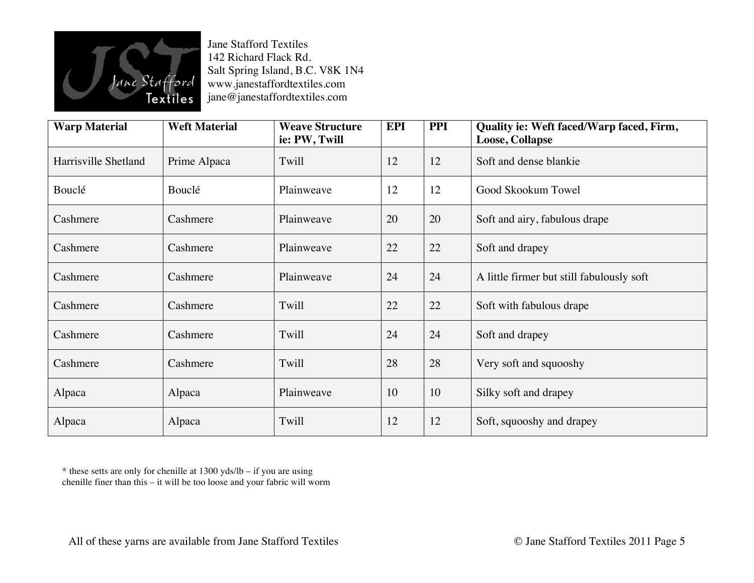Jane Stafford Textiles
142 Richard Flack Rd.
Salt Spring Island, B.C. V8K 1N4
www.janestaffordtextiles.com
jane@janestaffordtextiles.com

| Warp Material | Weft Material | Weave Structure ie: PW, Twill | EPI | PPI | Quality ie: Weft faced/Warp faced, Firm, Loose, Collapse |
|---|---|---|---|---|---|
| Harrisville Shetland | Prime Alpaca | Twill | 12 | 12 | Soft and dense blankie |
| Bouclé | Bouclé | Plainweave | 12 | 12 | Good Skookum Towel |
| Cashmere | Cashmere | Plainweave | 20 | 20 | Soft and airy, fabulous drape |
| Cashmere | Cashmere | Plainweave | 22 | 22 | Soft and drapey |
| Cashmere | Cashmere | Plainweave | 24 | 24 | A little firmer but still fabulously soft |
| Cashmere | Cashmere | Twill | 22 | 22 | Soft with fabulous drape |
| Cashmere | Cashmere | Twill | 24 | 24 | Soft and drapey |
| Cashmere | Cashmere | Twill | 28 | 28 | Very soft and squooshy |
| Alpaca | Alpaca | Plainweave | 10 | 10 | Silky soft and drapey |
| Alpaca | Alpaca | Twill | 12 | 12 | Soft, squooshy and drapey |

* these setts are only for chenille at 1300 yds/lb – if you are using chenille finer than this – it will be too loose and your fabric will worm

All of these yarns are available from Jane Stafford Textiles

© Jane Stafford Textiles 2011